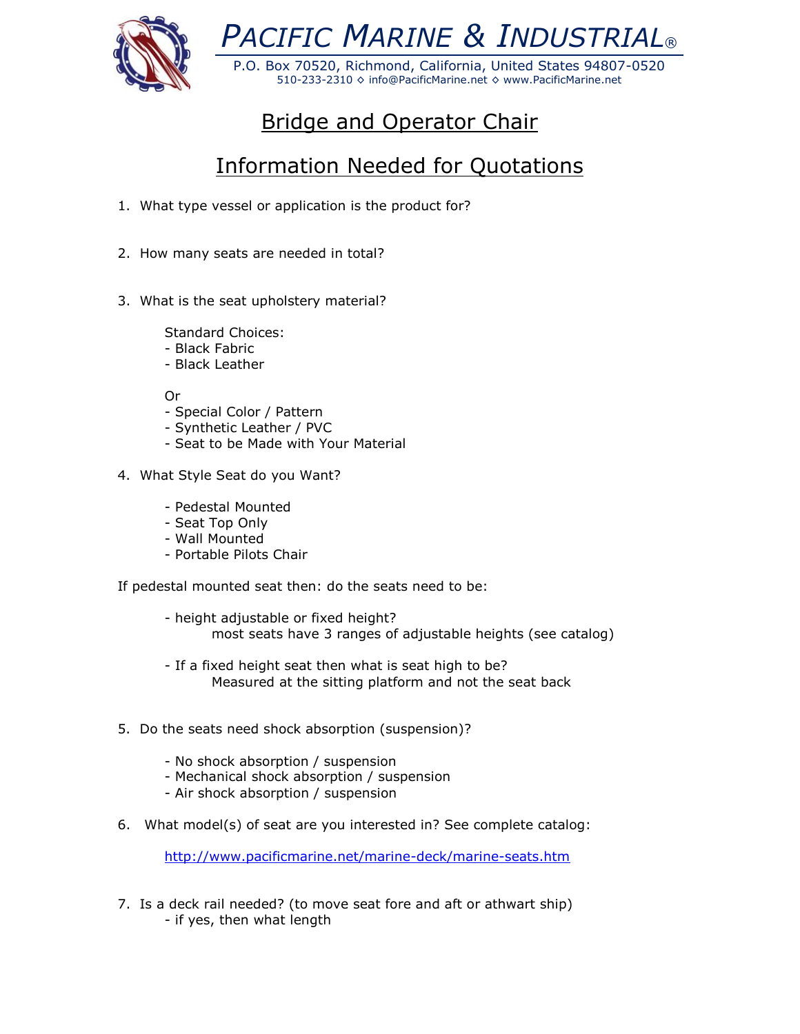# PACIFIC MARINE & INDUSTRIAL®

P.O. Box 70520, Richmond, California, United States 94807-0520
510-233-2310 ◇ info@PacificMarine.net ◇ www.PacificMarine.net

## Bridge and Operator Chair

## Information Needed for Quotations

1. What type vessel or application is the product for?

2. How many seats are needed in total?

3. What is the seat upholstery material?

   Standard Choices:
   - Black Fabric
   - Black Leather

   Or
   - Special Color / Pattern
   - Synthetic Leather / PVC
   - Seat to be Made with Your Material

4. What Style Seat do you Want?

   - Pedestal Mounted
   - Seat Top Only
   - Wall Mounted
   - Portable Pilots Chair

If pedestal mounted seat then: do the seats need to be:

   - height adjustable or fixed height?
     most seats have 3 ranges of adjustable heights (see catalog)

   - If a fixed height seat then what is seat high to be?
     Measured at the sitting platform and not the seat back

5. Do the seats need shock absorption (suspension)?

   - No shock absorption / suspension
   - Mechanical shock absorption / suspension
   - Air shock absorption / suspension

6. What model(s) of seat are you interested in? See complete catalog:

   http://www.pacificmarine.net/marine-deck/marine-seats.htm

7. Is a deck rail needed? (to move seat fore and aft or athwart ship)
   - if yes, then what length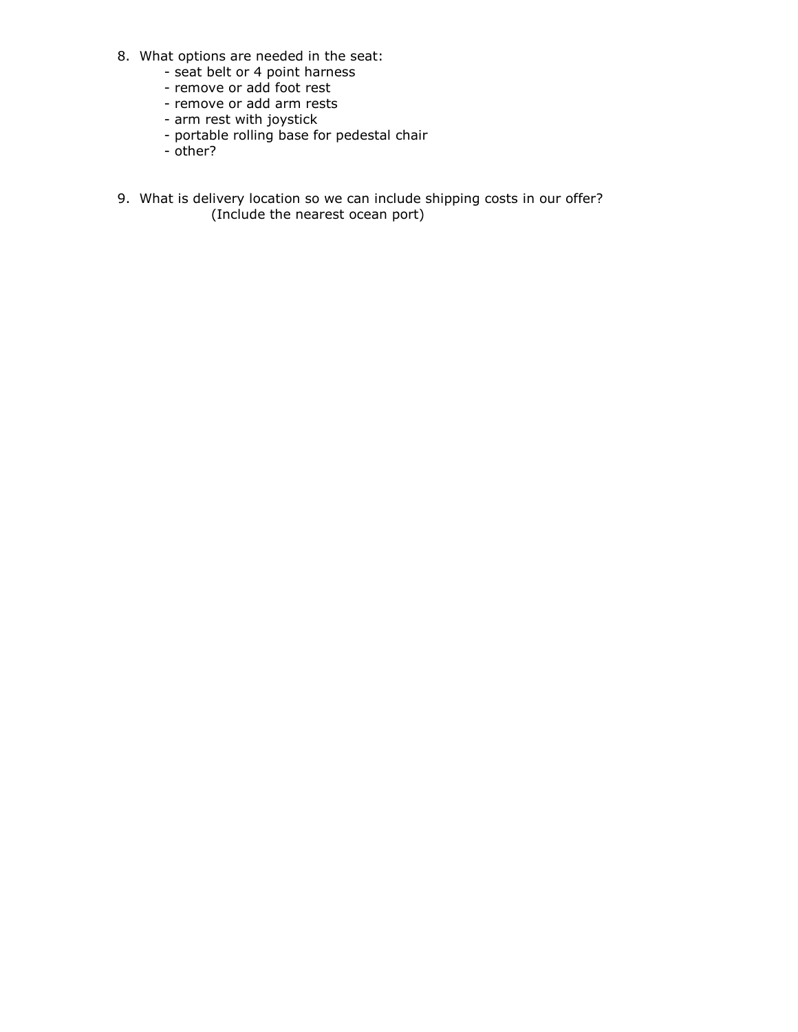8. What options are needed in the seat:
   - seat belt or 4 point harness
   - remove or add foot rest
   - remove or add arm rests
   - arm rest with joystick
   - portable rolling base for pedestal chair
   - other?

9. What is delivery location so we can include shipping costs in our offer?
   (Include the nearest ocean port)